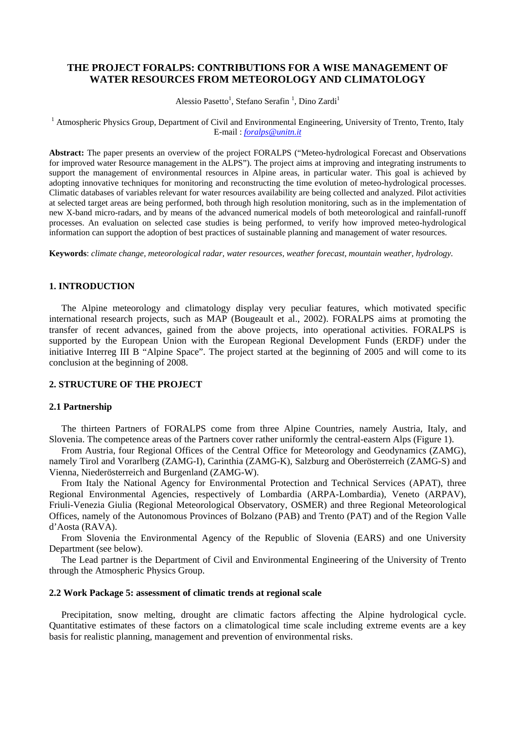# THE PROJECT FORALPS: CONTRIBUTIONS FOR A WISE MANAGEMENT OF WATER RESOURCES FROM METEOROLOGY AND CLIMATOLOGY

Alessio Pasetto[1], Stefano Serafin [1], Dino Zardi[1]

[1] Atmospheric Physics Group, Department of Civil and Environmental Engineering, University of Trento, Trento, Italy
E-mail : *foralps@unitn.it*

**Abstract:** The paper presents an overview of the project FORALPS ("Meteo-hydrological Forecast and Observations for improved water Resource management in the ALPS"). The project aims at improving and integrating instruments to support the management of environmental resources in Alpine areas, in particular water. This goal is achieved by adopting innovative techniques for monitoring and reconstructing the time evolution of meteo-hydrological processes. Climatic databases of variables relevant for water resources availability are being collected and analyzed. Pilot activities at selected target areas are being performed, both through high resolution monitoring, such as in the implementation of new X-band micro-radars, and by means of the advanced numerical models of both meteorological and rainfall-runoff processes. An evaluation on selected case studies is being performed, to verify how improved meteo-hydrological information can support the adoption of best practices of sustainable planning and management of water resources.

**Keywords**: *climate change, meteorological radar, water resources, weather forecast, mountain weather, hydrology.*

## 1. INTRODUCTION

The Alpine meteorology and climatology display very peculiar features, which motivated specific international research projects, such as MAP (Bougeault et al., 2002). FORALPS aims at promoting the transfer of recent advances, gained from the above projects, into operational activities. FORALPS is supported by the European Union with the European Regional Development Funds (ERDF) under the initiative Interreg III B "Alpine Space". The project started at the beginning of 2005 and will come to its conclusion at the beginning of 2008.

## 2. STRUCTURE OF THE PROJECT

### 2.1 Partnership

The thirteen Partners of FORALPS come from three Alpine Countries, namely Austria, Italy, and Slovenia. The competence areas of the Partners cover rather uniformly the central-eastern Alps (Figure 1).

From Austria, four Regional Offices of the Central Office for Meteorology and Geodynamics (ZAMG), namely Tirol and Vorarlberg (ZAMG-I), Carinthia (ZAMG-K), Salzburg and Oberösterreich (ZAMG-S) and Vienna, Niederösterreich and Burgenland (ZAMG-W).

From Italy the National Agency for Environmental Protection and Technical Services (APAT), three Regional Environmental Agencies, respectively of Lombardia (ARPA-Lombardia), Veneto (ARPAV), Friuli-Venezia Giulia (Regional Meteorological Observatory, OSMER) and three Regional Meteorological Offices, namely of the Autonomous Provinces of Bolzano (PAB) and Trento (PAT) and of the Region Valle d'Aosta (RAVA).

From Slovenia the Environmental Agency of the Republic of Slovenia (EARS) and one University Department (see below).

The Lead partner is the Department of Civil and Environmental Engineering of the University of Trento through the Atmospheric Physics Group.

### 2.2 Work Package 5: assessment of climatic trends at regional scale

Precipitation, snow melting, drought are climatic factors affecting the Alpine hydrological cycle. Quantitative estimates of these factors on a climatological time scale including extreme events are a key basis for realistic planning, management and prevention of environmental risks.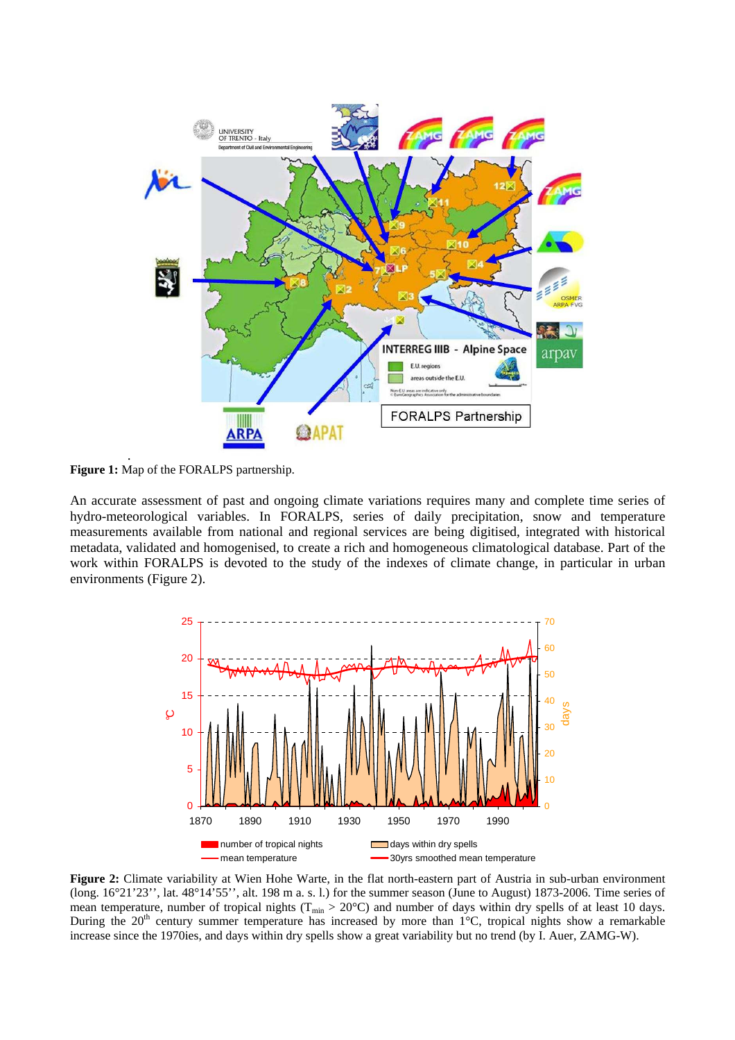**Figure 1:** Map of the FORALPS partnership.

An accurate assessment of past and ongoing climate variations requires many and complete time series of hydro-meteorological variables. In FORALPS, series of daily precipitation, snow and temperature measurements available from national and regional services are being digitised, integrated with historical metadata, validated and homogenised, to create a rich and homogeneous climatological database. Part of the work within FORALPS is devoted to the study of the indexes of climate change, in particular in urban environments (Figure 2).

**Figure 2:** Climate variability at Wien Hohe Warte, in the flat north-eastern part of Austria in sub-urban environment (long. 16°21'23'', lat. 48°14'55'', alt. 198 m a. s. l.) for the summer season (June to August) 1873-2006. Time series of mean temperature, number of tropical nights ($T_{min} > 20°C$) and number of days within dry spells of at least 10 days. During the 20[th] century summer temperature has increased by more than 1°C, tropical nights show a remarkable increase since the 1970ies, and days within dry spells show a great variability but no trend (by I. Auer, ZAMG-W).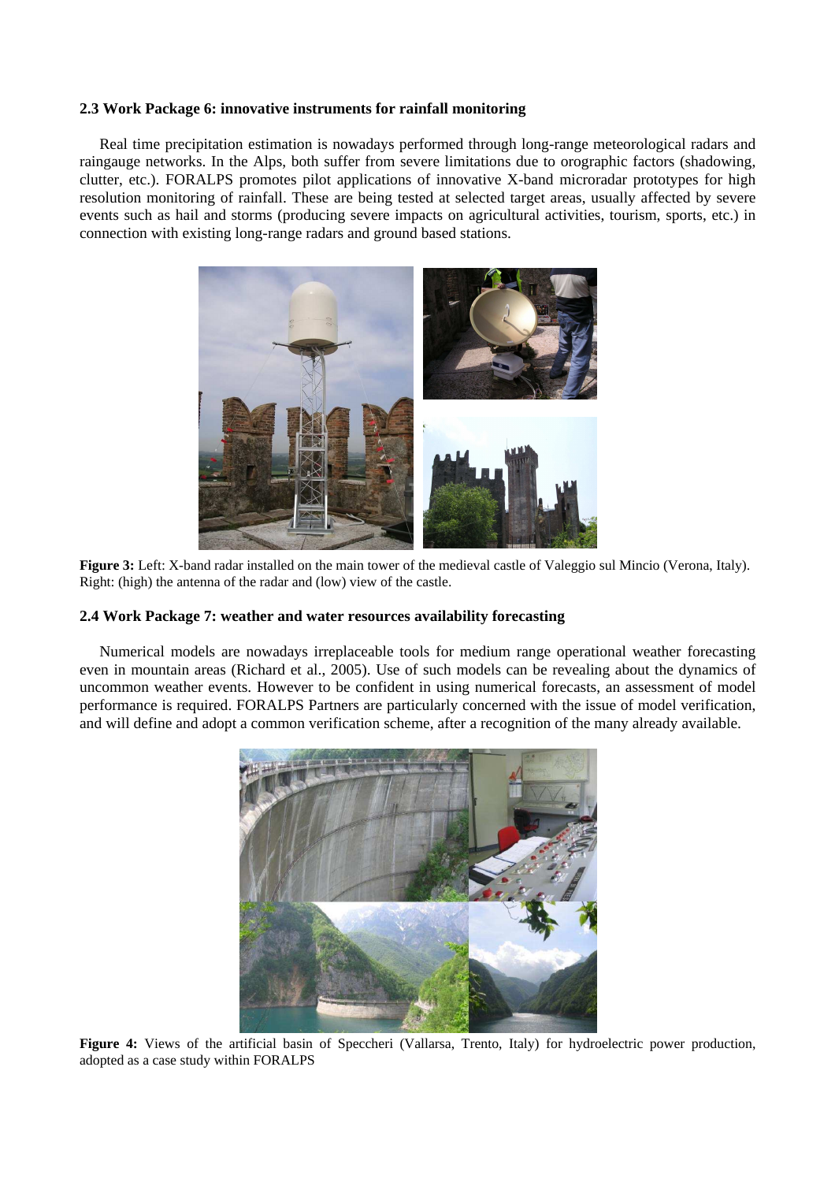### 2.3 Work Package 6: innovative instruments for rainfall monitoring

Real time precipitation estimation is nowadays performed through long-range meteorological radars and raingauge networks. In the Alps, both suffer from severe limitations due to orographic factors (shadowing, clutter, etc.). FORALPS promotes pilot applications of innovative X-band microradar prototypes for high resolution monitoring of rainfall. These are being tested at selected target areas, usually affected by severe events such as hail and storms (producing severe impacts on agricultural activities, tourism, sports, etc.) in connection with existing long-range radars and ground based stations.

**Figure 3:** Left: X-band radar installed on the main tower of the medieval castle of Valeggio sul Mincio (Verona, Italy). Right: (high) the antenna of the radar and (low) view of the castle.

### 2.4 Work Package 7: weather and water resources availability forecasting

Numerical models are nowadays irreplaceable tools for medium range operational weather forecasting even in mountain areas (Richard et al., 2005). Use of such models can be revealing about the dynamics of uncommon weather events. However to be confident in using numerical forecasts, an assessment of model performance is required. FORALPS Partners are particularly concerned with the issue of model verification, and will define and adopt a common verification scheme, after a recognition of the many already available.

**Figure 4:** Views of the artificial basin of Speccheri (Vallarsa, Trento, Italy) for hydroelectric power production, adopted as a case study within FORALPS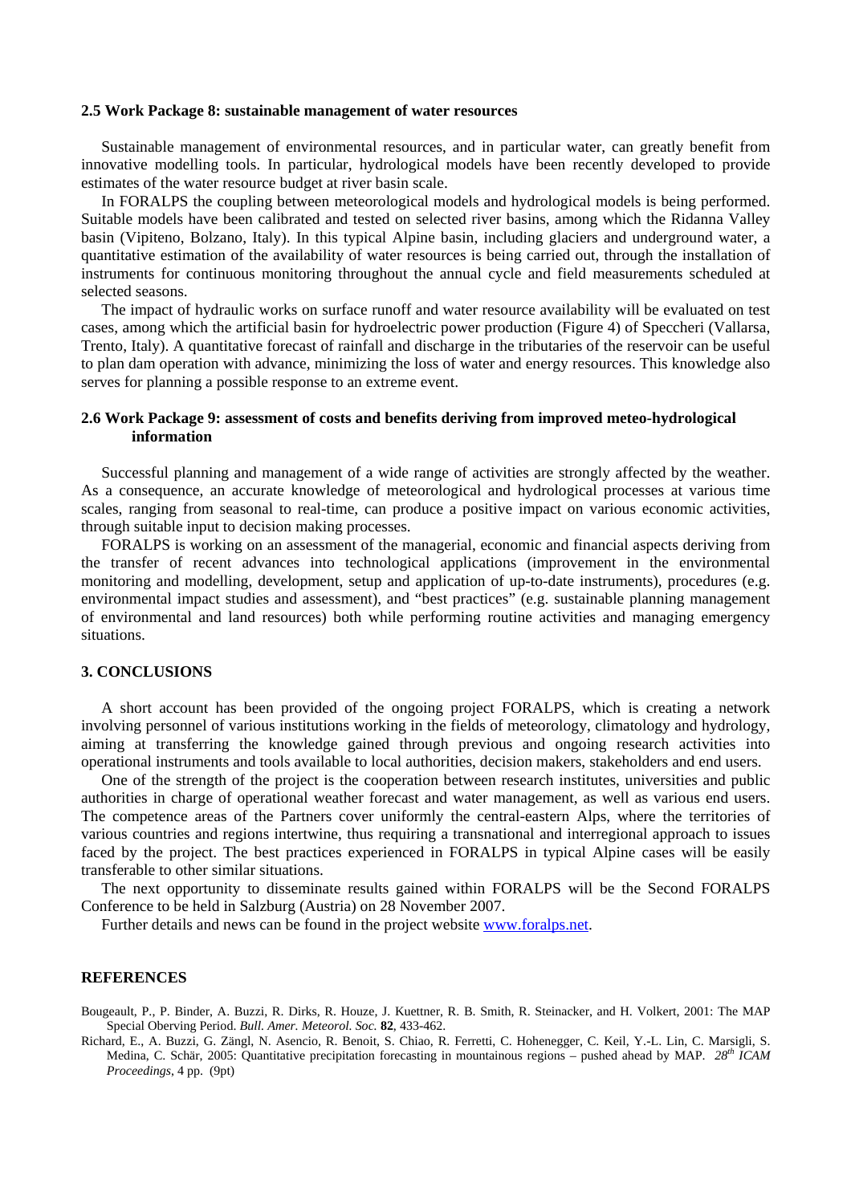### 2.5 Work Package 8: sustainable management of water resources

Sustainable management of environmental resources, and in particular water, can greatly benefit from innovative modelling tools. In particular, hydrological models have been recently developed to provide estimates of the water resource budget at river basin scale.

In FORALPS the coupling between meteorological models and hydrological models is being performed. Suitable models have been calibrated and tested on selected river basins, among which the Ridanna Valley basin (Vipiteno, Bolzano, Italy). In this typical Alpine basin, including glaciers and underground water, a quantitative estimation of the availability of water resources is being carried out, through the installation of instruments for continuous monitoring throughout the annual cycle and field measurements scheduled at selected seasons.

The impact of hydraulic works on surface runoff and water resource availability will be evaluated on test cases, among which the artificial basin for hydroelectric power production (Figure 4) of Speccheri (Vallarsa, Trento, Italy). A quantitative forecast of rainfall and discharge in the tributaries of the reservoir can be useful to plan dam operation with advance, minimizing the loss of water and energy resources. This knowledge also serves for planning a possible response to an extreme event.

### 2.6 Work Package 9: assessment of costs and benefits deriving from improved meteo-hydrological information

Successful planning and management of a wide range of activities are strongly affected by the weather. As a consequence, an accurate knowledge of meteorological and hydrological processes at various time scales, ranging from seasonal to real-time, can produce a positive impact on various economic activities, through suitable input to decision making processes.

FORALPS is working on an assessment of the managerial, economic and financial aspects deriving from the transfer of recent advances into technological applications (improvement in the environmental monitoring and modelling, development, setup and application of up-to-date instruments), procedures (e.g. environmental impact studies and assessment), and "best practices" (e.g. sustainable planning management of environmental and land resources) both while performing routine activities and managing emergency situations.

## 3. CONCLUSIONS

A short account has been provided of the ongoing project FORALPS, which is creating a network involving personnel of various institutions working in the fields of meteorology, climatology and hydrology, aiming at transferring the knowledge gained through previous and ongoing research activities into operational instruments and tools available to local authorities, decision makers, stakeholders and end users.

One of the strength of the project is the cooperation between research institutes, universities and public authorities in charge of operational weather forecast and water management, as well as various end users. The competence areas of the Partners cover uniformly the central-eastern Alps, where the territories of various countries and regions intertwine, thus requiring a transnational and interregional approach to issues faced by the project. The best practices experienced in FORALPS in typical Alpine cases will be easily transferable to other similar situations.

The next opportunity to disseminate results gained within FORALPS will be the Second FORALPS Conference to be held in Salzburg (Austria) on 28 November 2007.

Further details and news can be found in the project website [www.foralps.net](http://www.foralps.net).

## REFERENCES

Bougeault, P., P. Binder, A. Buzzi, R. Dirks, R. Houze, J. Kuettner, R. B. Smith, R. Steinacker, and H. Volkert, 2001: The MAP Special Oberving Period. *Bull. Amer. Meteorol. Soc.* **82**, 433-462.

Richard, E., A. Buzzi, G. Zängl, N. Asencio, R. Benoit, S. Chiao, R. Ferretti, C. Hohenegger, C. Keil, Y.-L. Lin, C. Marsigli, S. Medina, C. Schär, 2005: Quantitative precipitation forecasting in mountainous regions – pushed ahead by MAP. *28th ICAM Proceedings*, 4 pp. (9pt)